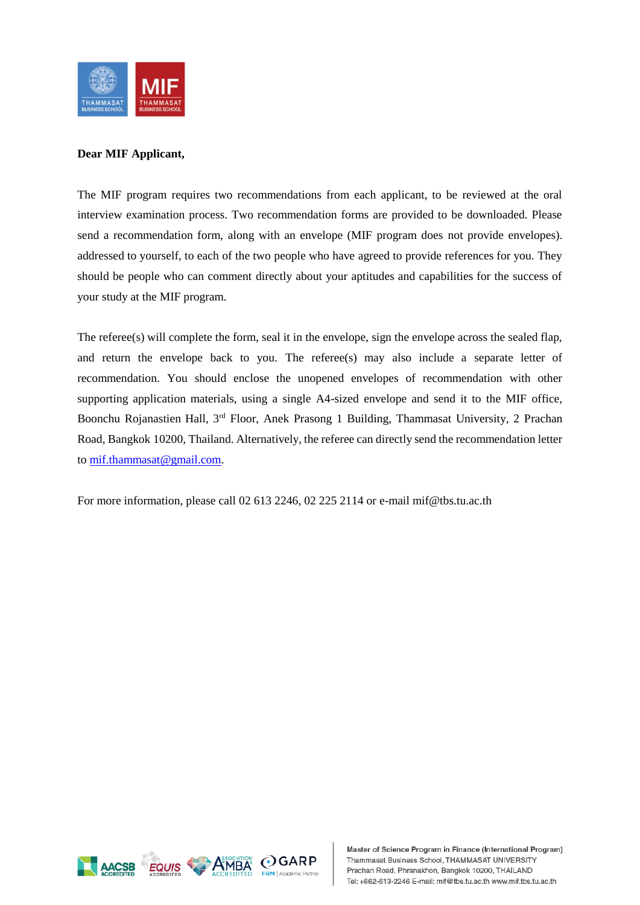**Dear MIF Applicant,**

The MIF program requires two recommendations from each applicant, to be reviewed at the oral interview examination process. Two recommendation forms are provided to be downloaded. Please send a recommendation form, along with an envelope (MIF program does not provide envelopes). addressed to yourself, to each of the two people who have agreed to provide references for you. They should be people who can comment directly about your aptitudes and capabilities for the success of your study at the MIF program.

The referee(s) will complete the form, seal it in the envelope, sign the envelope across the sealed flap, and return the envelope back to you. The referee(s) may also include a separate letter of recommendation. You should enclose the unopened envelopes of recommendation with other supporting application materials, using a single A4-sized envelope and send it to the MIF office, Boonchu Rojanastien Hall, 3rd Floor, Anek Prasong 1 Building, Thammasat University, 2 Prachan Road, Bangkok 10200, Thailand. Alternatively, the referee can directly send the recommendation letter to mif.thammasat@gmail.com.

For more information, please call 02 613 2246, 02 225 2114 or e-mail mif@tbs.tu.ac.th

Master of Science Program in Finance (International Program)
Thammasat Business School, THAMMASAT UNIVERSITY
Prachan Road, Phranakhon, Bangkok 10200, THAILAND
Tel: +662-613-2246 E-mail: mif@tbs.tu.ac.th www.mif.tbs.tu.ac.th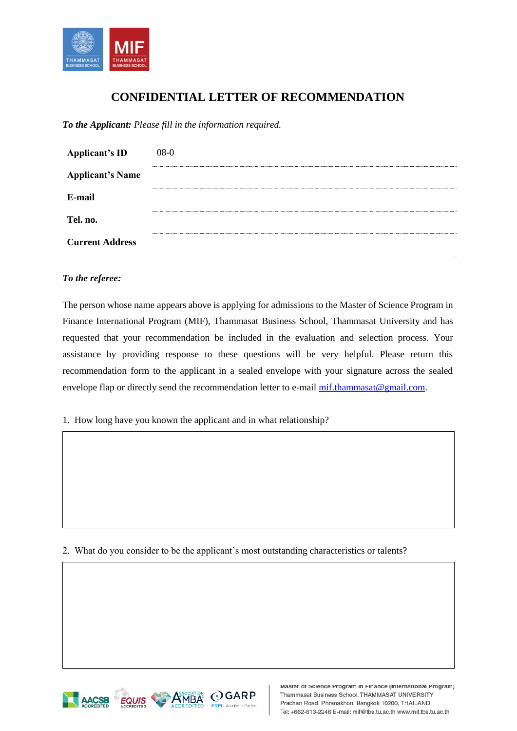# CONFIDENTIAL LETTER OF RECOMMENDATION

***To the Applicant:*** *Please fill in the information required.*

| | |
|---|---|
| **Applicant's ID** | 08-0 |
| **Applicant's Name** | |
| **E-mail** | |
| **Tel. no.** | |
| **Current Address** | |

***To the referee:***

The person whose name appears above is applying for admissions to the Master of Science Program in Finance International Program (MIF), Thammasat Business School, Thammasat University and has requested that your recommendation be included in the evaluation and selection process. Your assistance by providing response to these questions will be very helpful. Please return this recommendation form to the applicant in a sealed envelope with your signature across the sealed envelope flap or directly send the recommendation letter to e-mail mif.thammasat@gmail.com.

1. How long have you known the applicant and in what relationship?

2. What do you consider to be the applicant's most outstanding characteristics or talents?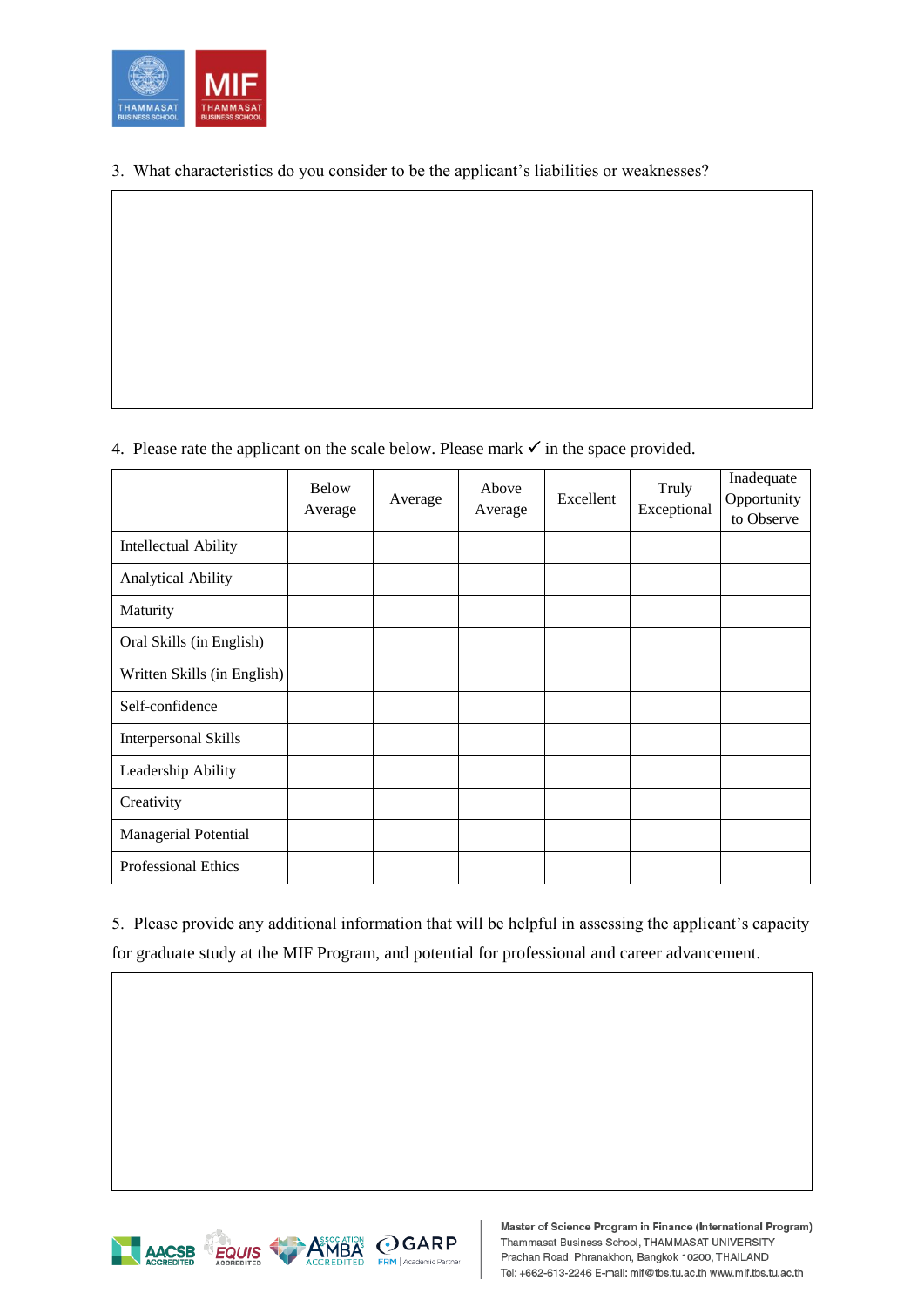3. What characteristics do you consider to be the applicant's liabilities or weaknesses?

4. Please rate the applicant on the scale below. Please mark ✓ in the space provided.

| | Below Average | Average | Above Average | Excellent | Truly Exceptional | Inadequate Opportunity to Observe |
|---|---|---|---|---|---|---|
| Intellectual Ability | | | | | | |
| Analytical Ability | | | | | | |
| Maturity | | | | | | |
| Oral Skills (in English) | | | | | | |
| Written Skills (in English) | | | | | | |
| Self-confidence | | | | | | |
| Interpersonal Skills | | | | | | |
| Leadership Ability | | | | | | |
| Creativity | | | | | | |
| Managerial Potential | | | | | | |
| Professional Ethics | | | | | | |

5. Please provide any additional information that will be helpful in assessing the applicant's capacity for graduate study at the MIF Program, and potential for professional and career advancement.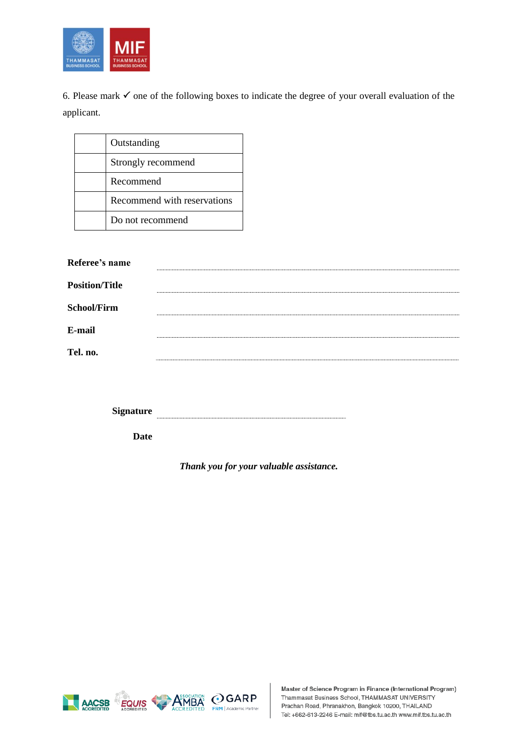6. Please mark ✓ one of the following boxes to indicate the degree of your overall evaluation of the applicant.

| | |
|---|---|
| | Outstanding |
| | Strongly recommend |
| | Recommend |
| | Recommend with reservations |
| | Do not recommend |

**Referee's name** ..............................................................................................

**Position/Title** ..............................................................................................

**School/Firm** ..............................................................................................

**E-mail** ..............................................................................................

**Tel. no.** ..............................................................................................

**Signature** ..............................................................

**Date**

***Thank you for your valuable assistance.***

Master of Science Program in Finance (International Program)
Thammasat Business School, THAMMASAT UNIVERSITY
Prachan Road, Phranakhon, Bangkok 10200, THAILAND
Tel: +662-613-2246 E-mail: mif@tbs.tu.ac.th www.mif.tbs.tu.ac.th